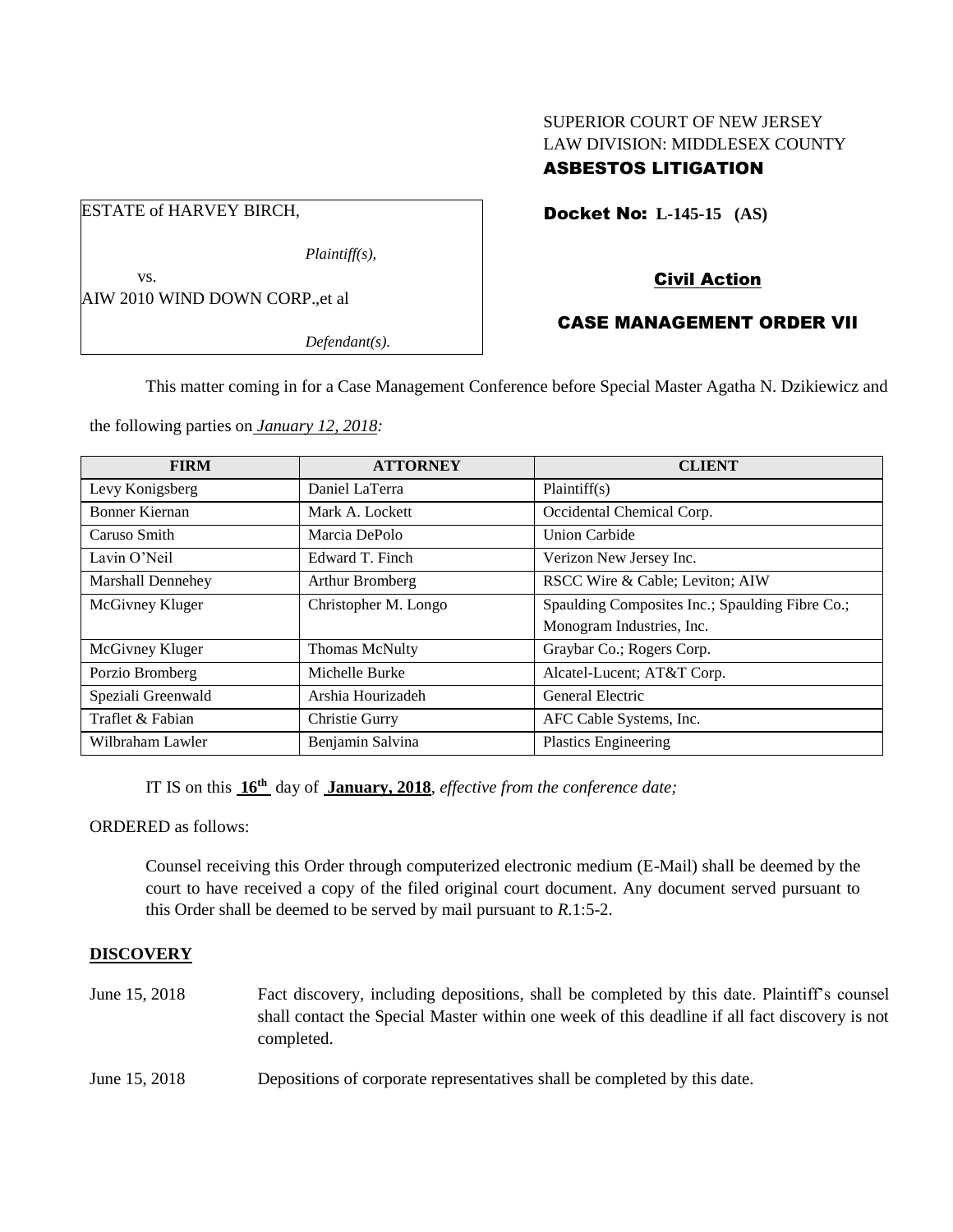SUPERIOR COURT OF NEW JERSEY
LAW DIVISION: MIDDLESEX COUNTY
**ASBESTOS LITIGATION**

ESTATE of HARVEY BIRCH,

*Plaintiff(s),*

vs.

AIW 2010 WIND DOWN CORP.,et al

*Defendant(s).*

**Docket No: L-145-15 (AS)**

**Civil Action**

**CASE MANAGEMENT ORDER VII**

This matter coming in for a Case Management Conference before Special Master Agatha N. Dzikiewicz and the following parties on *January 12, 2018:*

| FIRM | ATTORNEY | CLIENT |
|---|---|---|
| Levy Konigsberg | Daniel LaTerra | Plaintiff(s) |
| Bonner Kiernan | Mark A. Lockett | Occidental Chemical Corp. |
| Caruso Smith | Marcia DePolo | Union Carbide |
| Lavin O'Neil | Edward T. Finch | Verizon New Jersey Inc. |
| Marshall Dennehey | Arthur Bromberg | RSCC Wire & Cable; Leviton; AIW |
| McGivney Kluger | Christopher M. Longo | Spaulding Composites Inc.; Spaulding Fibre Co.; Monogram Industries, Inc. |
| McGivney Kluger | Thomas McNulty | Graybar Co.; Rogers Corp. |
| Porzio Bromberg | Michelle Burke | Alcatel-Lucent; AT&T Corp. |
| Speziali Greenwald | Arshia Hourizadeh | General Electric |
| Traflet & Fabian | Christie Gurry | AFC Cable Systems, Inc. |
| Wilbraham Lawler | Benjamin Salvina | Plastics Engineering |

IT IS on this **16th** day of **January, 2018**, *effective from the conference date;*

ORDERED as follows:

Counsel receiving this Order through computerized electronic medium (E-Mail) shall be deemed by the court to have received a copy of the filed original court document. Any document served pursuant to this Order shall be deemed to be served by mail pursuant to *R*.1:5-2.

**DISCOVERY**

June 15, 2018 — Fact discovery, including depositions, shall be completed by this date. Plaintiff's counsel shall contact the Special Master within one week of this deadline if all fact discovery is not completed.

June 15, 2018 — Depositions of corporate representatives shall be completed by this date.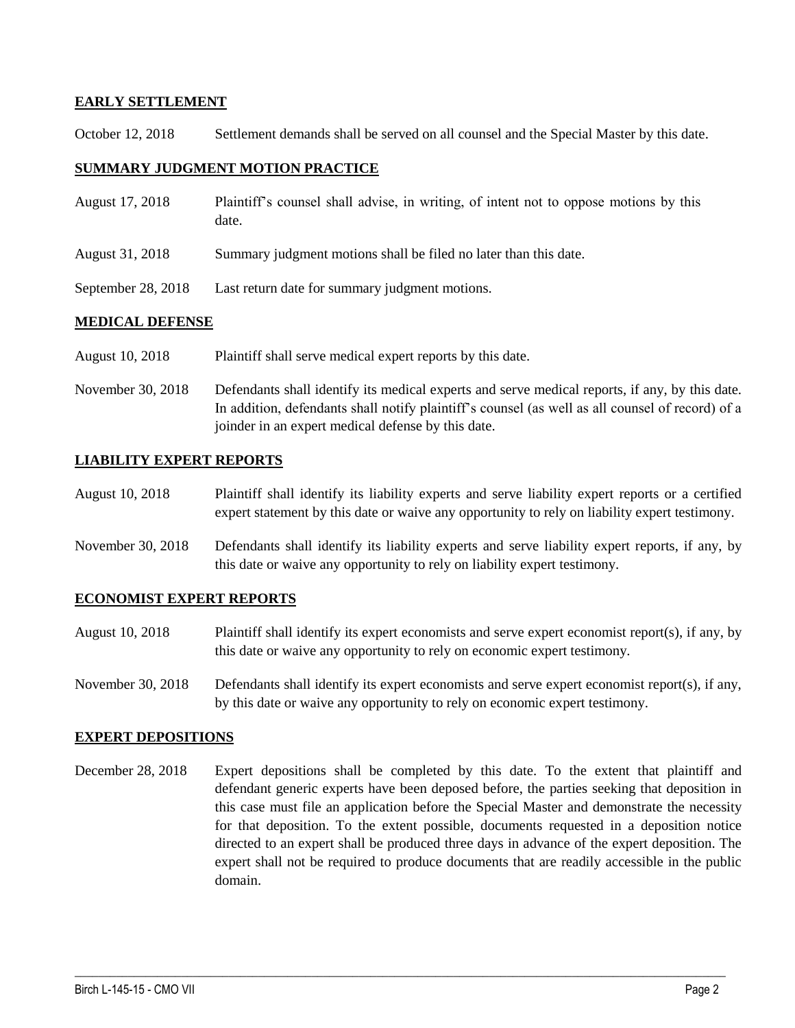**EARLY SETTLEMENT**

October 12, 2018 Settlement demands shall be served on all counsel and the Special Master by this date.

**SUMMARY JUDGMENT MOTION PRACTICE**

August 17, 2018 Plaintiff's counsel shall advise, in writing, of intent not to oppose motions by this date.

August 31, 2018 Summary judgment motions shall be filed no later than this date.

September 28, 2018 Last return date for summary judgment motions.

**MEDICAL DEFENSE**

August 10, 2018 Plaintiff shall serve medical expert reports by this date.

November 30, 2018 Defendants shall identify its medical experts and serve medical reports, if any, by this date. In addition, defendants shall notify plaintiff's counsel (as well as all counsel of record) of a joinder in an expert medical defense by this date.

**LIABILITY EXPERT REPORTS**

August 10, 2018 Plaintiff shall identify its liability experts and serve liability expert reports or a certified expert statement by this date or waive any opportunity to rely on liability expert testimony.

November 30, 2018 Defendants shall identify its liability experts and serve liability expert reports, if any, by this date or waive any opportunity to rely on liability expert testimony.

**ECONOMIST EXPERT REPORTS**

August 10, 2018 Plaintiff shall identify its expert economists and serve expert economist report(s), if any, by this date or waive any opportunity to rely on economic expert testimony.

November 30, 2018 Defendants shall identify its expert economists and serve expert economist report(s), if any, by this date or waive any opportunity to rely on economic expert testimony.

**EXPERT DEPOSITIONS**

December 28, 2018 Expert depositions shall be completed by this date. To the extent that plaintiff and defendant generic experts have been deposed before, the parties seeking that deposition in this case must file an application before the Special Master and demonstrate the necessity for that deposition. To the extent possible, documents requested in a deposition notice directed to an expert shall be produced three days in advance of the expert deposition. The expert shall not be required to produce documents that are readily accessible in the public domain.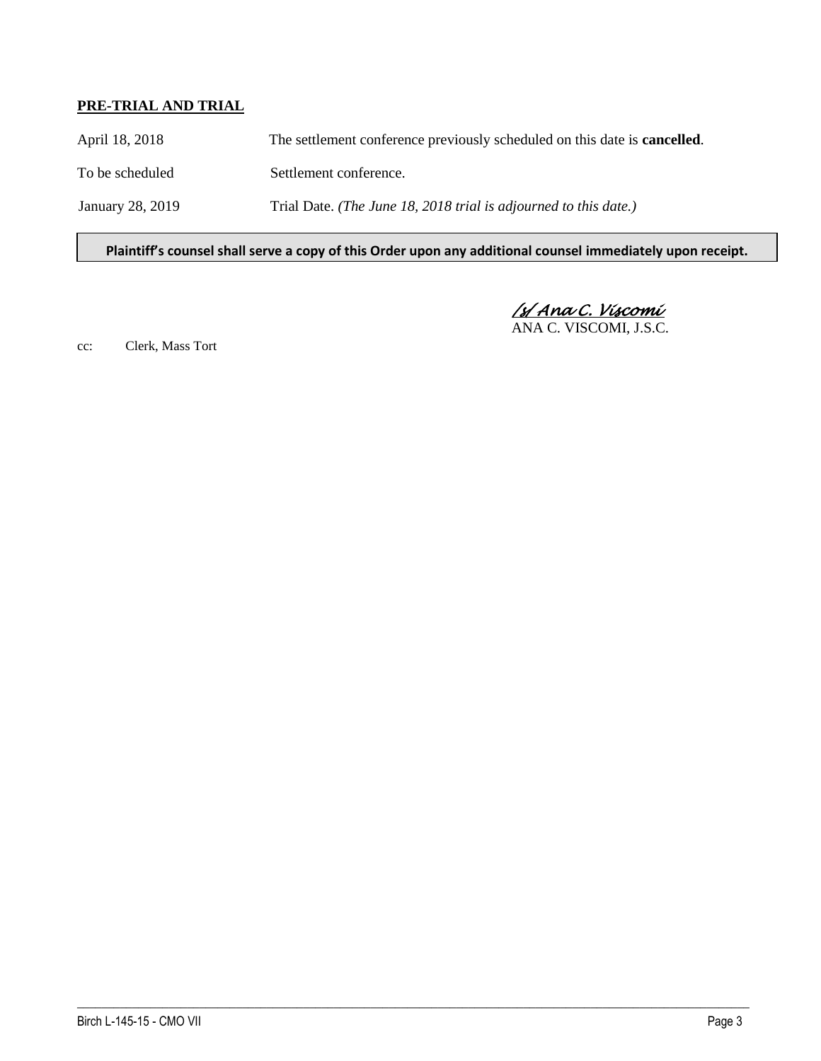**PRE-TRIAL AND TRIAL**

| | |
|---|---|
| April 18, 2018 | The settlement conference previously scheduled on this date is **cancelled**. |
| To be scheduled | Settlement conference. |
| January 28, 2019 | Trial Date. *(The June 18, 2018 trial is adjourned to this date.)* |

**Plaintiff's counsel shall serve a copy of this Order upon any additional counsel immediately upon receipt.**

*/s/ Ana C. Viscomi*
ANA C. VISCOMI, J.S.C.

cc: Clerk, Mass Tort